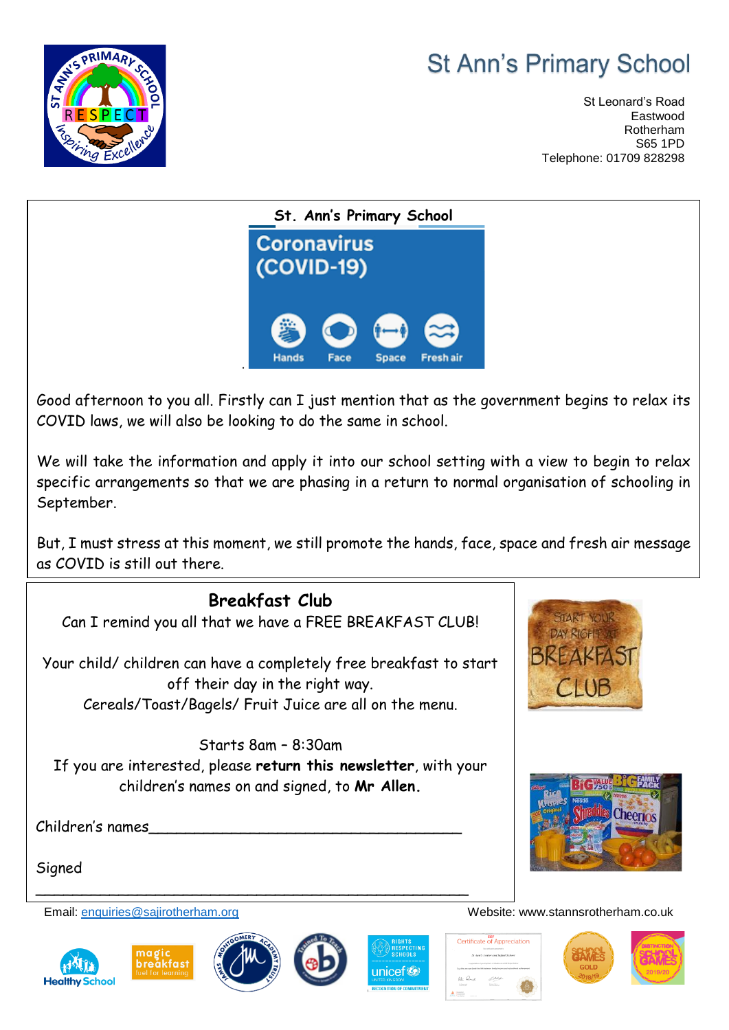# St Ann's Primary School

St Leonard's Road
Eastwood
Rotherham
S65 1PD
Telephone: 01709 828298

## St. Ann's Primary School

**Coronavirus (COVID-19)**

Hands | Face | Space | Fresh air

Good afternoon to you all. Firstly can I just mention that as the government begins to relax its COVID laws, we will also be looking to do the same in school.

We will take the information and apply it into our school setting with a view to begin to relax specific arrangements so that we are phasing in a return to normal organisation of schooling in September.

But, I must stress at this moment, we still promote the hands, face, space and fresh air message as COVID is still out there.

## Breakfast Club

Can I remind you all that we have a FREE BREAKFAST CLUB!

Your child/ children can have a completely free breakfast to start off their day in the right way.
Cereals/Toast/Bagels/ Fruit Juice are all on the menu.

Starts 8am – 8:30am
If you are interested, please **return this newsletter**, with your children's names on and signed, to **Mr Allen.**

Children's names____________________________________

Signed

______________________________________________

Email: enquiries@sajirotherham.org

Website: www.stannsrotherham.co.uk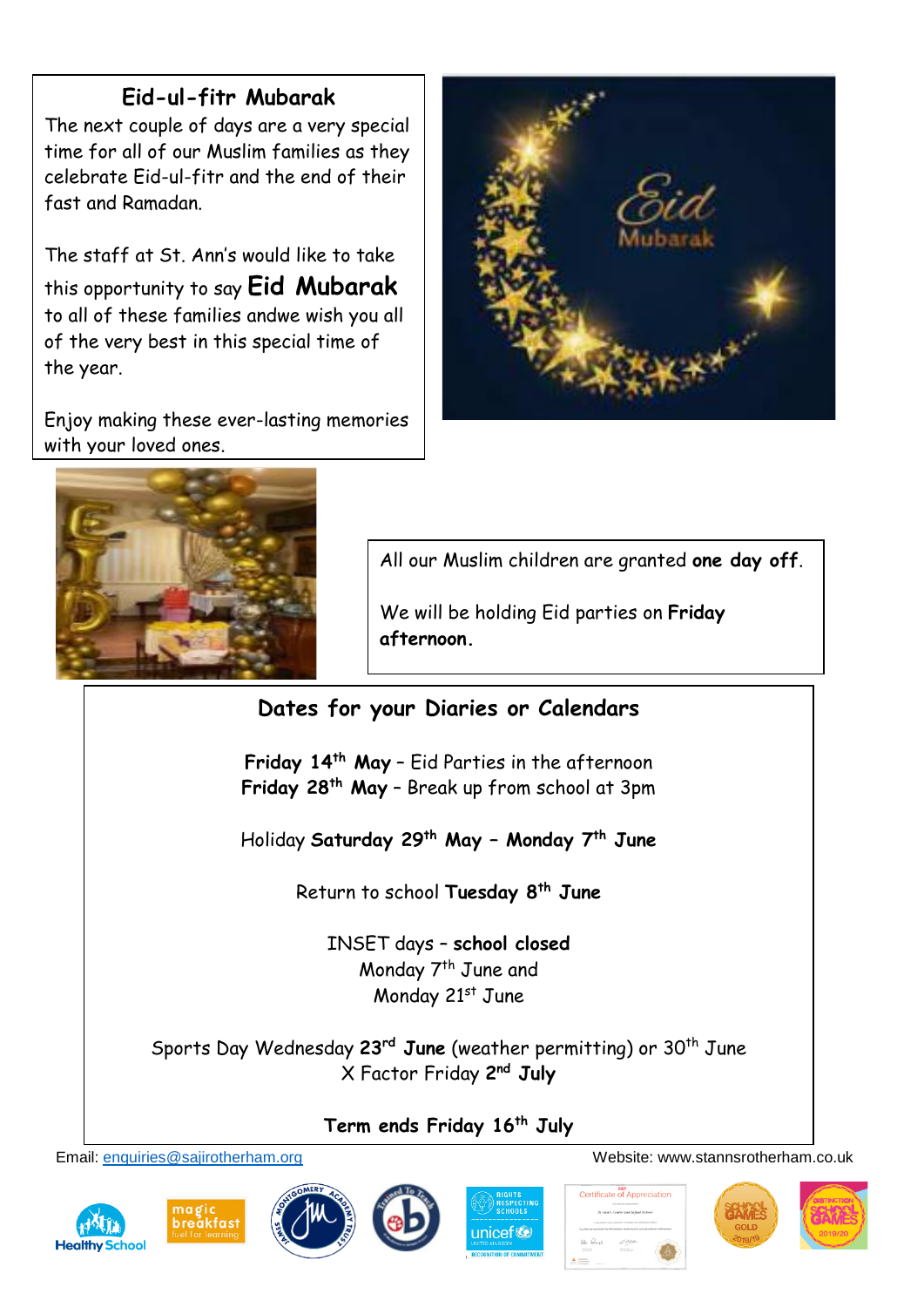## Eid-ul-fitr Mubarak

The next couple of days are a very special time for all of our Muslim families as they celebrate Eid-ul-fitr and the end of their fast and Ramadan.

The staff at St. Ann's would like to take this opportunity to say **Eid Mubarak** to all of these families andwe wish you all of the very best in this special time of the year.

Enjoy making these ever-lasting memories with your loved ones.

All our Muslim children are granted **one day off**.

We will be holding Eid parties on **Friday afternoon.**

## Dates for your Diaries or Calendars

**Friday 14th May** – Eid Parties in the afternoon
**Friday 28th May** – Break up from school at 3pm

Holiday **Saturday 29th May – Monday 7th June**

Return to school **Tuesday 8th June**

INSET days – **school closed**
Monday 7th June and
Monday 21st June

Sports Day Wednesday **23rd June** (weather permitting) or 30th June
X Factor Friday **2nd July**

**Term ends Friday 16th July**

Email: enquiries@sajirotherham.org Website: www.stannsrotherham.co.uk